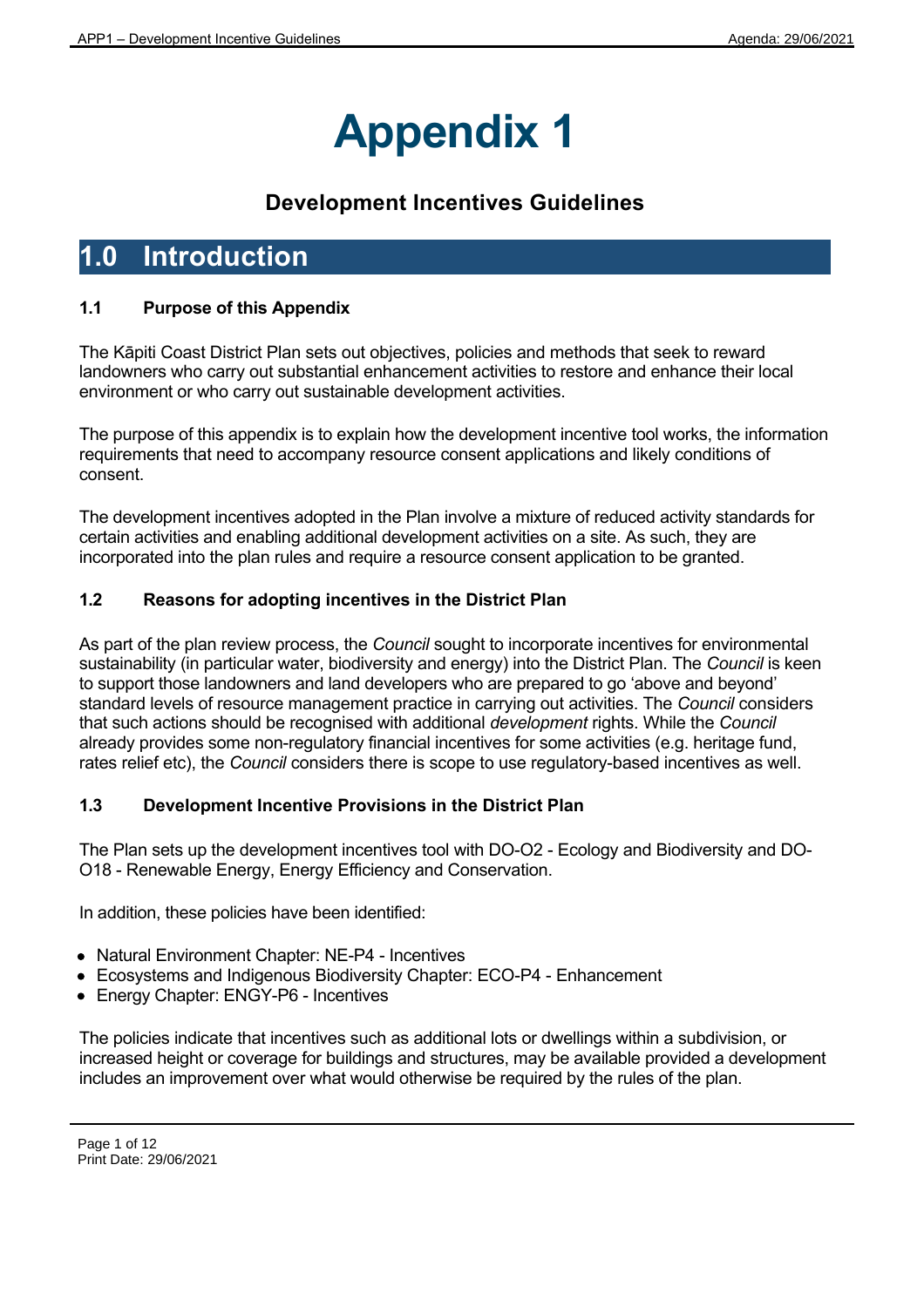# Appendix 1

## Development Incentives Guidelines

## 1.0 Introduction

### 1.1 Purpose of this Appendix

The Kāpiti Coast District Plan sets out objectives, policies and methods that seek to reward landowners who carry out substantial enhancement activities to restore and enhance their local environment or who carry out sustainable development activities.

The purpose of this appendix is to explain how the development incentive tool works, the information requirements that need to accompany resource consent applications and likely conditions of consent.

The development incentives adopted in the Plan involve a mixture of reduced activity standards for certain activities and enabling additional development activities on a site. As such, they are incorporated into the plan rules and require a resource consent application to be granted.

### 1.2 Reasons for adopting incentives in the District Plan

As part of the plan review process, the *Council* sought to incorporate incentives for environmental sustainability (in particular water, biodiversity and energy) into the District Plan. The *Council* is keen to support those landowners and land developers who are prepared to go 'above and beyond' standard levels of resource management practice in carrying out activities. The *Council* considers that such actions should be recognised with additional *development* rights. While the *Council* already provides some non-regulatory financial incentives for some activities (e.g. heritage fund, rates relief etc), the *Council* considers there is scope to use regulatory-based incentives as well.

### 1.3 Development Incentive Provisions in the District Plan

The Plan sets up the development incentives tool with DO-O2 - Ecology and Biodiversity and DO-O18 - Renewable Energy, Energy Efficiency and Conservation.

In addition, these policies have been identified:

- Natural Environment Chapter: NE-P4 - Incentives
- Ecosystems and Indigenous Biodiversity Chapter: ECO-P4 - Enhancement
- Energy Chapter: ENGY-P6 - Incentives

The policies indicate that incentives such as additional lots or dwellings within a subdivision, or increased height or coverage for buildings and structures, may be available provided a development includes an improvement over what would otherwise be required by the rules of the plan.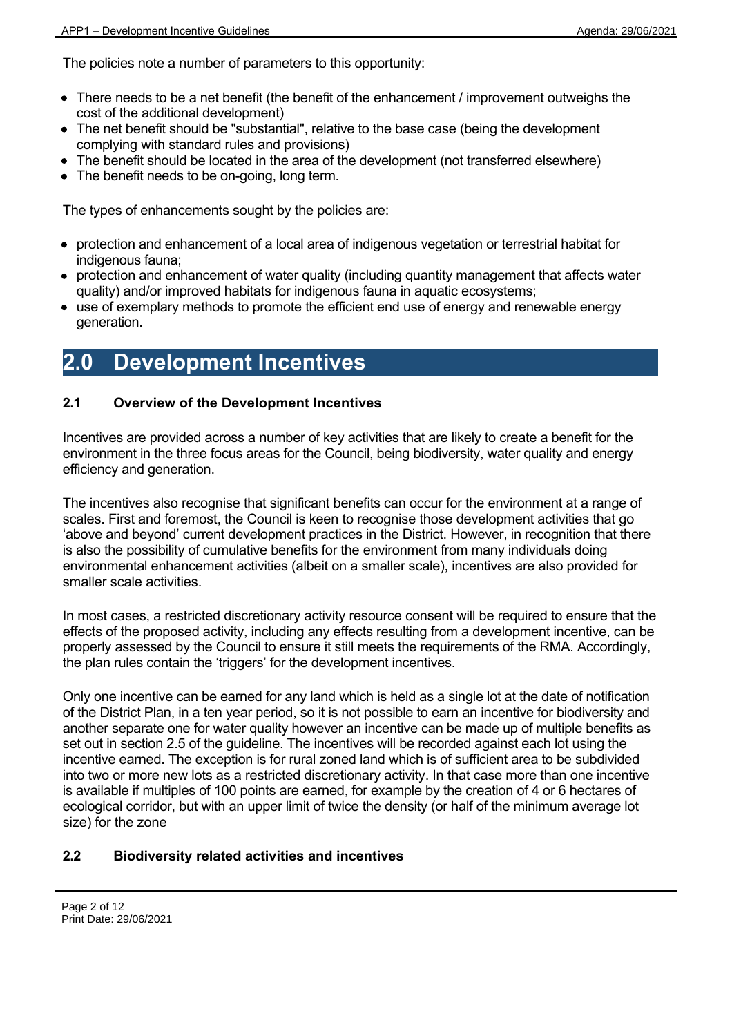The policies note a number of parameters to this opportunity:

- There needs to be a net benefit (the benefit of the enhancement / improvement outweighs the cost of the additional development)
- The net benefit should be "substantial", relative to the base case (being the development complying with standard rules and provisions)
- The benefit should be located in the area of the development (not transferred elsewhere)
- The benefit needs to be on-going, long term.

The types of enhancements sought by the policies are:

- protection and enhancement of a local area of indigenous vegetation or terrestrial habitat for indigenous fauna;
- protection and enhancement of water quality (including quantity management that affects water quality) and/or improved habitats for indigenous fauna in aquatic ecosystems;
- use of exemplary methods to promote the efficient end use of energy and renewable energy generation.

# 2.0 Development Incentives

### 2.1 Overview of the Development Incentives

Incentives are provided across a number of key activities that are likely to create a benefit for the environment in the three focus areas for the Council, being biodiversity, water quality and energy efficiency and generation.

The incentives also recognise that significant benefits can occur for the environment at a range of scales. First and foremost, the Council is keen to recognise those development activities that go 'above and beyond' current development practices in the District. However, in recognition that there is also the possibility of cumulative benefits for the environment from many individuals doing environmental enhancement activities (albeit on a smaller scale), incentives are also provided for smaller scale activities.

In most cases, a restricted discretionary activity resource consent will be required to ensure that the effects of the proposed activity, including any effects resulting from a development incentive, can be properly assessed by the Council to ensure it still meets the requirements of the RMA. Accordingly, the plan rules contain the 'triggers' for the development incentives.

Only one incentive can be earned for any land which is held as a single lot at the date of notification of the District Plan, in a ten year period, so it is not possible to earn an incentive for biodiversity and another separate one for water quality however an incentive can be made up of multiple benefits as set out in section 2.5 of the guideline. The incentives will be recorded against each lot using the incentive earned. The exception is for rural zoned land which is of sufficient area to be subdivided into two or more new lots as a restricted discretionary activity. In that case more than one incentive is available if multiples of 100 points are earned, for example by the creation of 4 or 6 hectares of ecological corridor, but with an upper limit of twice the density (or half of the minimum average lot size) for the zone

### 2.2 Biodiversity related activities and incentives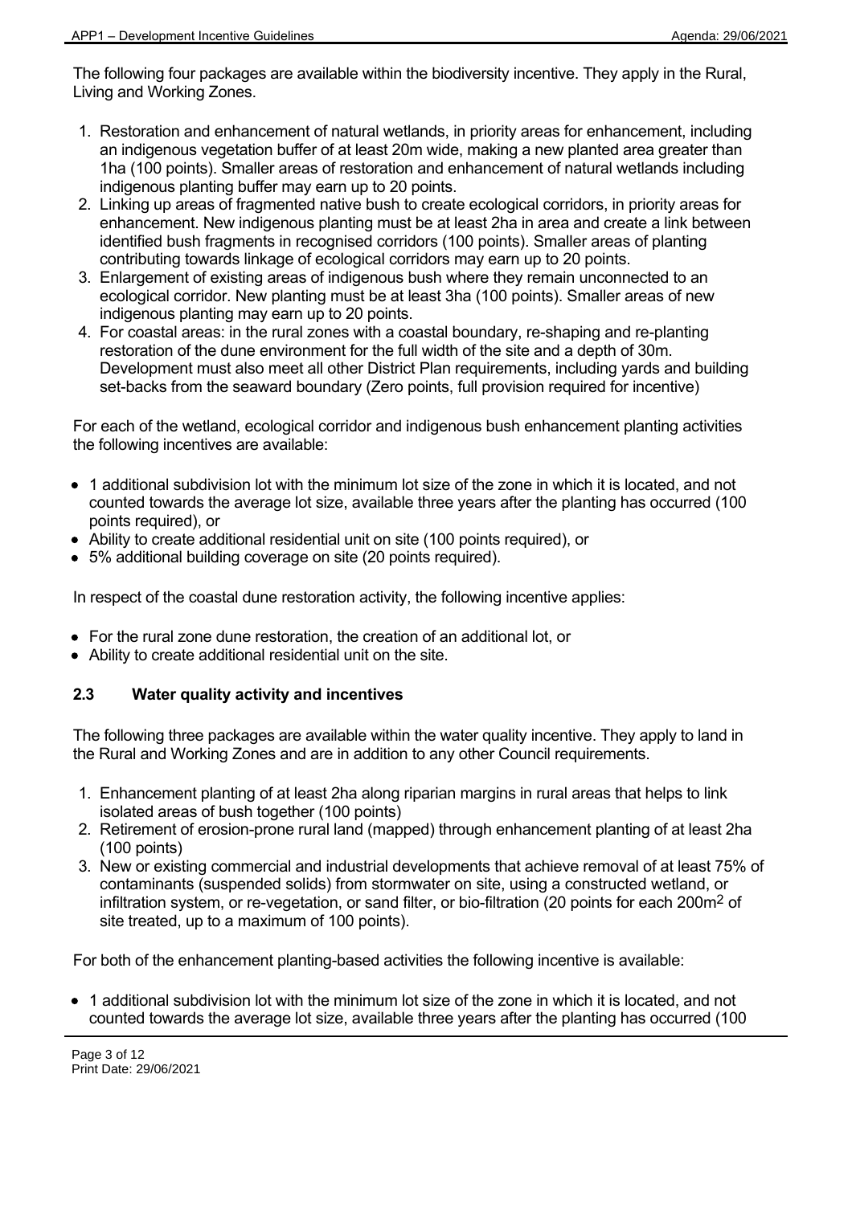The following four packages are available within the biodiversity incentive. They apply in the Rural, Living and Working Zones.

1. Restoration and enhancement of natural wetlands, in priority areas for enhancement, including an indigenous vegetation buffer of at least 20m wide, making a new planted area greater than 1ha (100 points). Smaller areas of restoration and enhancement of natural wetlands including indigenous planting buffer may earn up to 20 points.
2. Linking up areas of fragmented native bush to create ecological corridors, in priority areas for enhancement. New indigenous planting must be at least 2ha in area and create a link between identified bush fragments in recognised corridors (100 points). Smaller areas of planting contributing towards linkage of ecological corridors may earn up to 20 points.
3. Enlargement of existing areas of indigenous bush where they remain unconnected to an ecological corridor. New planting must be at least 3ha (100 points). Smaller areas of new indigenous planting may earn up to 20 points.
4. For coastal areas: in the rural zones with a coastal boundary, re-shaping and re-planting restoration of the dune environment for the full width of the site and a depth of 30m. Development must also meet all other District Plan requirements, including yards and building set-backs from the seaward boundary (Zero points, full provision required for incentive)

For each of the wetland, ecological corridor and indigenous bush enhancement planting activities the following incentives are available:

- 1 additional subdivision lot with the minimum lot size of the zone in which it is located, and not counted towards the average lot size, available three years after the planting has occurred (100 points required), or
- Ability to create additional residential unit on site (100 points required), or
- 5% additional building coverage on site (20 points required).

In respect of the coastal dune restoration activity, the following incentive applies:

- For the rural zone dune restoration, the creation of an additional lot, or
- Ability to create additional residential unit on the site.

### 2.3 Water quality activity and incentives

The following three packages are available within the water quality incentive. They apply to land in the Rural and Working Zones and are in addition to any other Council requirements.

1. Enhancement planting of at least 2ha along riparian margins in rural areas that helps to link isolated areas of bush together (100 points)
2. Retirement of erosion-prone rural land (mapped) through enhancement planting of at least 2ha (100 points)
3. New or existing commercial and industrial developments that achieve removal of at least 75% of contaminants (suspended solids) from stormwater on site, using a constructed wetland, or infiltration system, or re-vegetation, or sand filter, or bio-filtration (20 points for each 200m$^2$ of site treated, up to a maximum of 100 points).

For both of the enhancement planting-based activities the following incentive is available:

- 1 additional subdivision lot with the minimum lot size of the zone in which it is located, and not counted towards the average lot size, available three years after the planting has occurred (100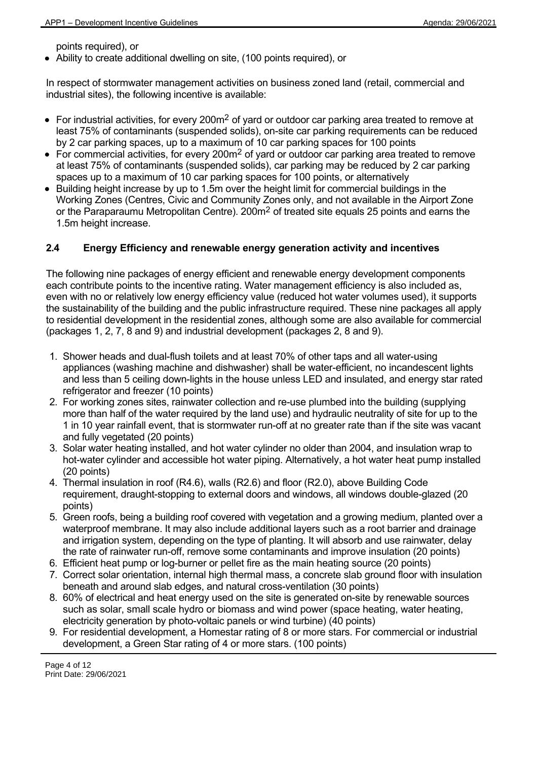points required), or

- Ability to create additional dwelling on site, (100 points required), or

In respect of stormwater management activities on business zoned land (retail, commercial and industrial sites), the following incentive is available:

- For industrial activities, for every 200m$^2$ of yard or outdoor car parking area treated to remove at least 75% of contaminants (suspended solids), on-site car parking requirements can be reduced by 2 car parking spaces, up to a maximum of 10 car parking spaces for 100 points
- For commercial activities, for every 200m$^2$ of yard or outdoor car parking area treated to remove at least 75% of contaminants (suspended solids), car parking may be reduced by 2 car parking spaces up to a maximum of 10 car parking spaces for 100 points, or alternatively
- Building height increase by up to 1.5m over the height limit for commercial buildings in the Working Zones (Centres, Civic and Community Zones only, and not available in the Airport Zone or the Paraparaumu Metropolitan Centre). 200m$^2$ of treated site equals 25 points and earns the 1.5m height increase.

## 2.4 Energy Efficiency and renewable energy generation activity and incentives

The following nine packages of energy efficient and renewable energy development components each contribute points to the incentive rating. Water management efficiency is also included as, even with no or relatively low energy efficiency value (reduced hot water volumes used), it supports the sustainability of the building and the public infrastructure required. These nine packages all apply to residential development in the residential zones, although some are also available for commercial (packages 1, 2, 7, 8 and 9) and industrial development (packages 2, 8 and 9).

1. Shower heads and dual-flush toilets and at least 70% of other taps and all water-using appliances (washing machine and dishwasher) shall be water-efficient, no incandescent lights and less than 5 ceiling down-lights in the house unless LED and insulated, and energy star rated refrigerator and freezer (10 points)
2. For working zones sites, rainwater collection and re-use plumbed into the building (supplying more than half of the water required by the land use) and hydraulic neutrality of site for up to the 1 in 10 year rainfall event, that is stormwater run-off at no greater rate than if the site was vacant and fully vegetated (20 points)
3. Solar water heating installed, and hot water cylinder no older than 2004, and insulation wrap to hot-water cylinder and accessible hot water piping. Alternatively, a hot water heat pump installed (20 points)
4. Thermal insulation in roof (R4.6), walls (R2.6) and floor (R2.0), above Building Code requirement, draught-stopping to external doors and windows, all windows double-glazed (20 points)
5. Green roofs, being a building roof covered with vegetation and a growing medium, planted over a waterproof membrane. It may also include additional layers such as a root barrier and drainage and irrigation system, depending on the type of planting. It will absorb and use rainwater, delay the rate of rainwater run-off, remove some contaminants and improve insulation (20 points)
6. Efficient heat pump or log-burner or pellet fire as the main heating source (20 points)
7. Correct solar orientation, internal high thermal mass, a concrete slab ground floor with insulation beneath and around slab edges, and natural cross-ventilation (30 points)
8. 60% of electrical and heat energy used on the site is generated on-site by renewable sources such as solar, small scale hydro or biomass and wind power (space heating, water heating, electricity generation by photo-voltaic panels or wind turbine) (40 points)
9. For residential development, a Homestar rating of 8 or more stars. For commercial or industrial development, a Green Star rating of 4 or more stars. (100 points)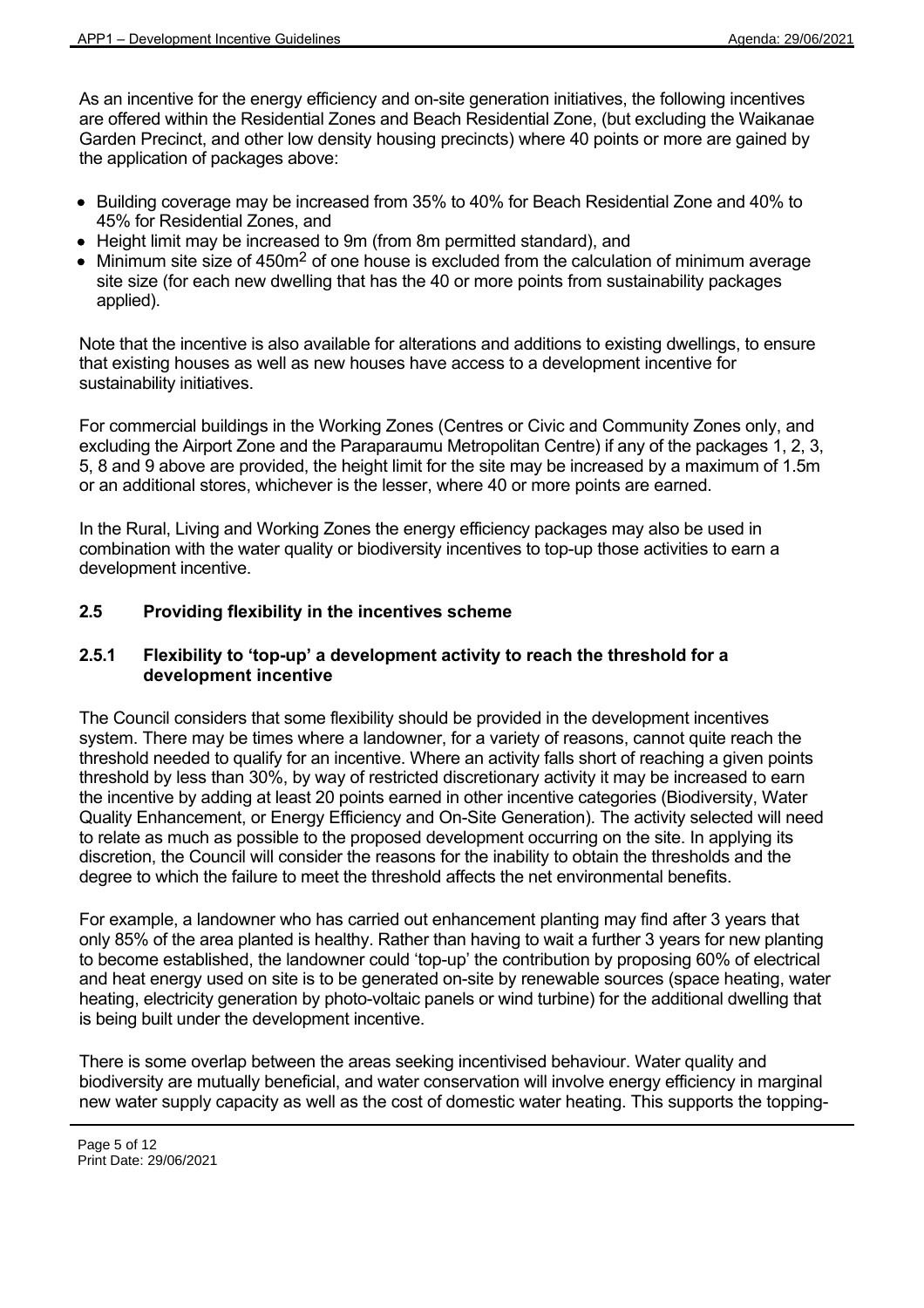As an incentive for the energy efficiency and on-site generation initiatives, the following incentives are offered within the Residential Zones and Beach Residential Zone, (but excluding the Waikanae Garden Precinct, and other low density housing precincts) where 40 points or more are gained by the application of packages above:

- Building coverage may be increased from 35% to 40% for Beach Residential Zone and 40% to 45% for Residential Zones, and
- Height limit may be increased to 9m (from 8m permitted standard), and
- Minimum site size of 450m$^2$ of one house is excluded from the calculation of minimum average site size (for each new dwelling that has the 40 or more points from sustainability packages applied).

Note that the incentive is also available for alterations and additions to existing dwellings, to ensure that existing houses as well as new houses have access to a development incentive for sustainability initiatives.

For commercial buildings in the Working Zones (Centres or Civic and Community Zones only, and excluding the Airport Zone and the Paraparaumu Metropolitan Centre) if any of the packages 1, 2, 3, 5, 8 and 9 above are provided, the height limit for the site may be increased by a maximum of 1.5m or an additional stores, whichever is the lesser, where 40 or more points are earned.

In the Rural, Living and Working Zones the energy efficiency packages may also be used in combination with the water quality or biodiversity incentives to top-up those activities to earn a development incentive.

## 2.5 Providing flexibility in the incentives scheme

### 2.5.1 Flexibility to 'top-up' a development activity to reach the threshold for a development incentive

The Council considers that some flexibility should be provided in the development incentives system. There may be times where a landowner, for a variety of reasons, cannot quite reach the threshold needed to qualify for an incentive. Where an activity falls short of reaching a given points threshold by less than 30%, by way of restricted discretionary activity it may be increased to earn the incentive by adding at least 20 points earned in other incentive categories (Biodiversity, Water Quality Enhancement, or Energy Efficiency and On-Site Generation). The activity selected will need to relate as much as possible to the proposed development occurring on the site. In applying its discretion, the Council will consider the reasons for the inability to obtain the thresholds and the degree to which the failure to meet the threshold affects the net environmental benefits.

For example, a landowner who has carried out enhancement planting may find after 3 years that only 85% of the area planted is healthy. Rather than having to wait a further 3 years for new planting to become established, the landowner could 'top-up' the contribution by proposing 60% of electrical and heat energy used on site is to be generated on-site by renewable sources (space heating, water heating, electricity generation by photo-voltaic panels or wind turbine) for the additional dwelling that is being built under the development incentive.

There is some overlap between the areas seeking incentivised behaviour. Water quality and biodiversity are mutually beneficial, and water conservation will involve energy efficiency in marginal new water supply capacity as well as the cost of domestic water heating. This supports the topping-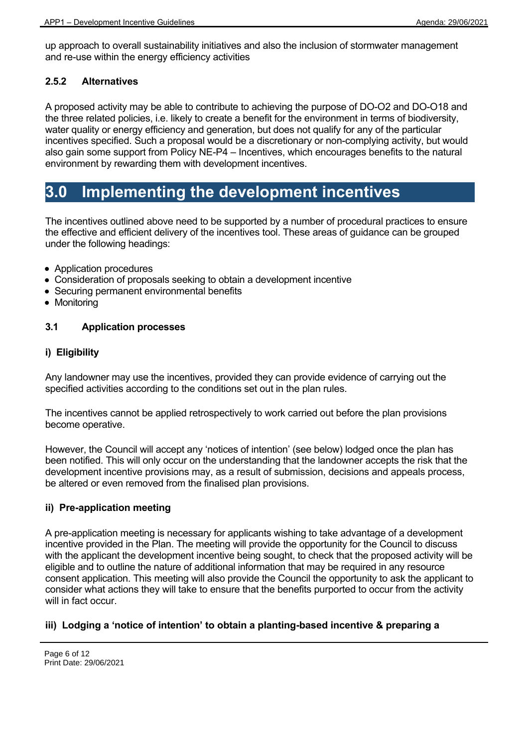up approach to overall sustainability initiatives and also the inclusion of stormwater management and re-use within the energy efficiency activities

### 2.5.2 Alternatives

A proposed activity may be able to contribute to achieving the purpose of DO-O2 and DO-O18 and the three related policies, i.e. likely to create a benefit for the environment in terms of biodiversity, water quality or energy efficiency and generation, but does not qualify for any of the particular incentives specified. Such a proposal would be a discretionary or non-complying activity, but would also gain some support from Policy NE-P4 – Incentives, which encourages benefits to the natural environment by rewarding them with development incentives.

# 3.0 Implementing the development incentives

The incentives outlined above need to be supported by a number of procedural practices to ensure the effective and efficient delivery of the incentives tool. These areas of guidance can be grouped under the following headings:

- Application procedures
- Consideration of proposals seeking to obtain a development incentive
- Securing permanent environmental benefits
- Monitoring

## 3.1 Application processes

#### i) Eligibility

Any landowner may use the incentives, provided they can provide evidence of carrying out the specified activities according to the conditions set out in the plan rules.

The incentives cannot be applied retrospectively to work carried out before the plan provisions become operative.

However, the Council will accept any 'notices of intention' (see below) lodged once the plan has been notified. This will only occur on the understanding that the landowner accepts the risk that the development incentive provisions may, as a result of submission, decisions and appeals process, be altered or even removed from the finalised plan provisions.

#### ii) Pre-application meeting

A pre-application meeting is necessary for applicants wishing to take advantage of a development incentive provided in the Plan. The meeting will provide the opportunity for the Council to discuss with the applicant the development incentive being sought, to check that the proposed activity will be eligible and to outline the nature of additional information that may be required in any resource consent application. This meeting will also provide the Council the opportunity to ask the applicant to consider what actions they will take to ensure that the benefits purported to occur from the activity will in fact occur.

#### iii) Lodging a 'notice of intention' to obtain a planting-based incentive & preparing a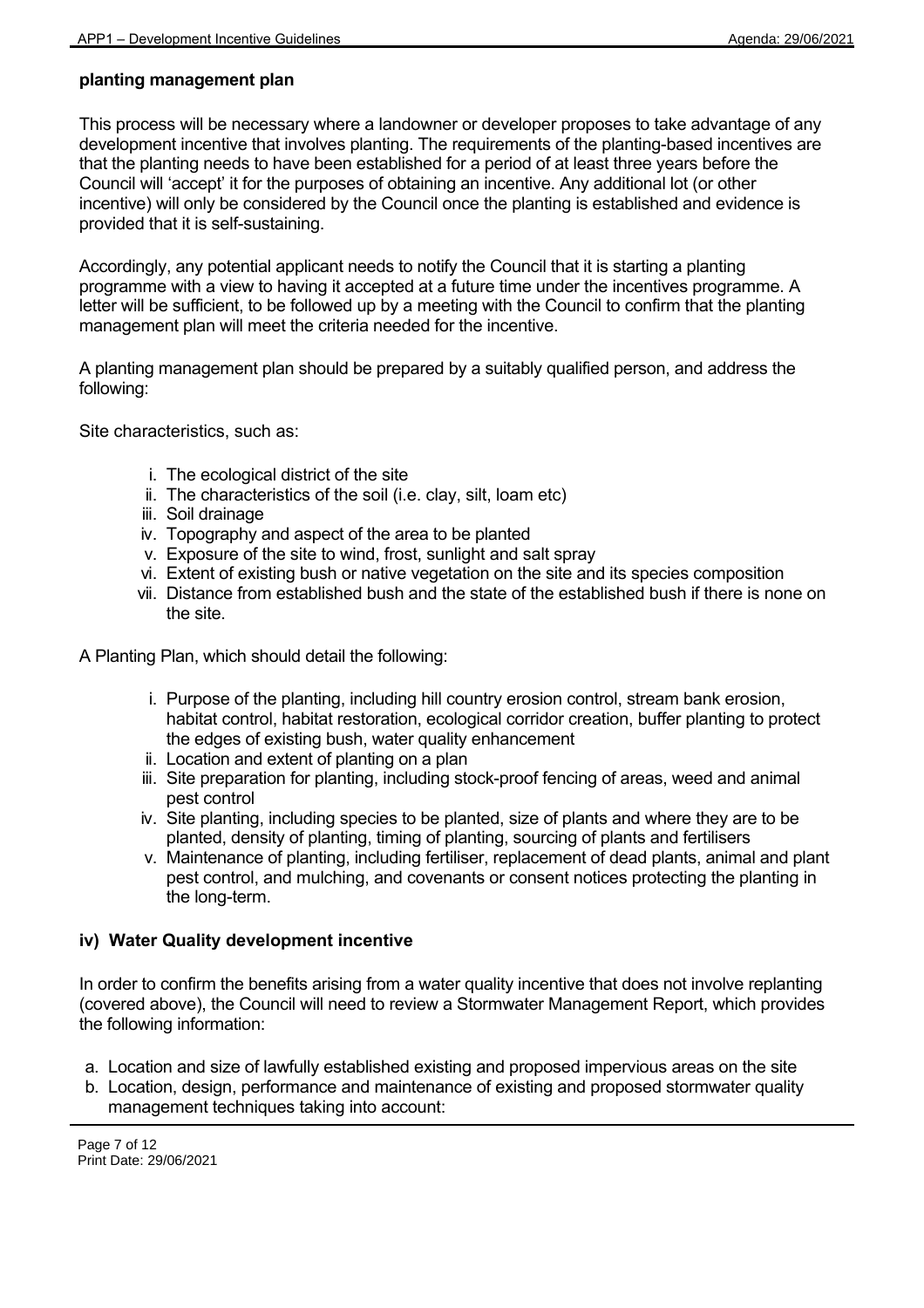**planting management plan**

This process will be necessary where a landowner or developer proposes to take advantage of any development incentive that involves planting. The requirements of the planting-based incentives are that the planting needs to have been established for a period of at least three years before the Council will 'accept' it for the purposes of obtaining an incentive. Any additional lot (or other incentive) will only be considered by the Council once the planting is established and evidence is provided that it is self-sustaining.

Accordingly, any potential applicant needs to notify the Council that it is starting a planting programme with a view to having it accepted at a future time under the incentives programme. A letter will be sufficient, to be followed up by a meeting with the Council to confirm that the planting management plan will meet the criteria needed for the incentive.

A planting management plan should be prepared by a suitably qualified person, and address the following:

Site characteristics, such as:

i. The ecological district of the site
ii. The characteristics of the soil (i.e. clay, silt, loam etc)
iii. Soil drainage
iv. Topography and aspect of the area to be planted
v. Exposure of the site to wind, frost, sunlight and salt spray
vi. Extent of existing bush or native vegetation on the site and its species composition
vii. Distance from established bush and the state of the established bush if there is none on the site.

A Planting Plan, which should detail the following:

i. Purpose of the planting, including hill country erosion control, stream bank erosion, habitat control, habitat restoration, ecological corridor creation, buffer planting to protect the edges of existing bush, water quality enhancement
ii. Location and extent of planting on a plan
iii. Site preparation for planting, including stock-proof fencing of areas, weed and animal pest control
iv. Site planting, including species to be planted, size of plants and where they are to be planted, density of planting, timing of planting, sourcing of plants and fertilisers
v. Maintenance of planting, including fertiliser, replacement of dead plants, animal and plant pest control, and mulching, and covenants or consent notices protecting the planting in the long-term.

**iv) Water Quality development incentive**

In order to confirm the benefits arising from a water quality incentive that does not involve replanting (covered above), the Council will need to review a Stormwater Management Report, which provides the following information:

a. Location and size of lawfully established existing and proposed impervious areas on the site
b. Location, design, performance and maintenance of existing and proposed stormwater quality management techniques taking into account: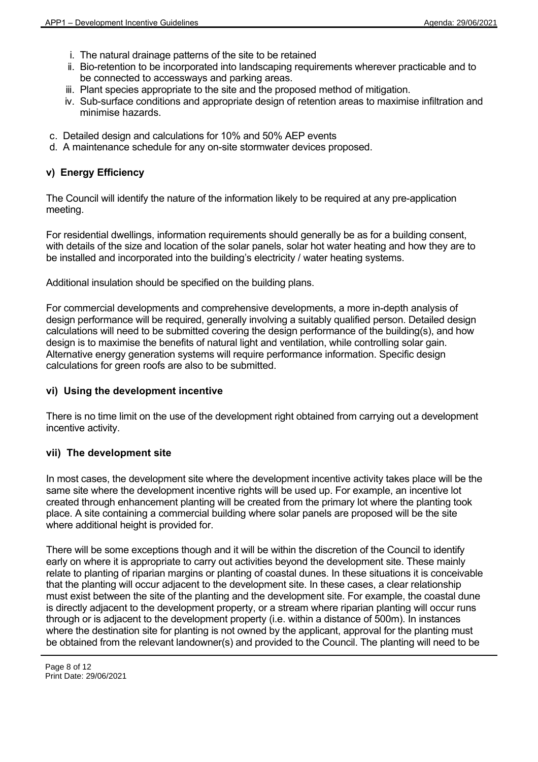i. The natural drainage patterns of the site to be retained
   ii. Bio-retention to be incorporated into landscaping requirements wherever practicable and to be connected to accessways and parking areas.
   iii. Plant species appropriate to the site and the proposed method of mitigation.
   iv. Sub-surface conditions and appropriate design of retention areas to maximise infiltration and minimise hazards.

c. Detailed design and calculations for 10% and 50% AEP events
d. A maintenance schedule for any on-site stormwater devices proposed.

### v) Energy Efficiency

The Council will identify the nature of the information likely to be required at any pre-application meeting.

For residential dwellings, information requirements should generally be as for a building consent, with details of the size and location of the solar panels, solar hot water heating and how they are to be installed and incorporated into the building's electricity / water heating systems.

Additional insulation should be specified on the building plans.

For commercial developments and comprehensive developments, a more in-depth analysis of design performance will be required, generally involving a suitably qualified person. Detailed design calculations will need to be submitted covering the design performance of the building(s), and how design is to maximise the benefits of natural light and ventilation, while controlling solar gain. Alternative energy generation systems will require performance information. Specific design calculations for green roofs are also to be submitted.

### vi) Using the development incentive

There is no time limit on the use of the development right obtained from carrying out a development incentive activity.

### vii) The development site

In most cases, the development site where the development incentive activity takes place will be the same site where the development incentive rights will be used up. For example, an incentive lot created through enhancement planting will be created from the primary lot where the planting took place. A site containing a commercial building where solar panels are proposed will be the site where additional height is provided for.

There will be some exceptions though and it will be within the discretion of the Council to identify early on where it is appropriate to carry out activities beyond the development site. These mainly relate to planting of riparian margins or planting of coastal dunes. In these situations it is conceivable that the planting will occur adjacent to the development site. In these cases, a clear relationship must exist between the site of the planting and the development site. For example, the coastal dune is directly adjacent to the development property, or a stream where riparian planting will occur runs through or is adjacent to the development property (i.e. within a distance of 500m). In instances where the destination site for planting is not owned by the applicant, approval for the planting must be obtained from the relevant landowner(s) and provided to the Council. The planting will need to be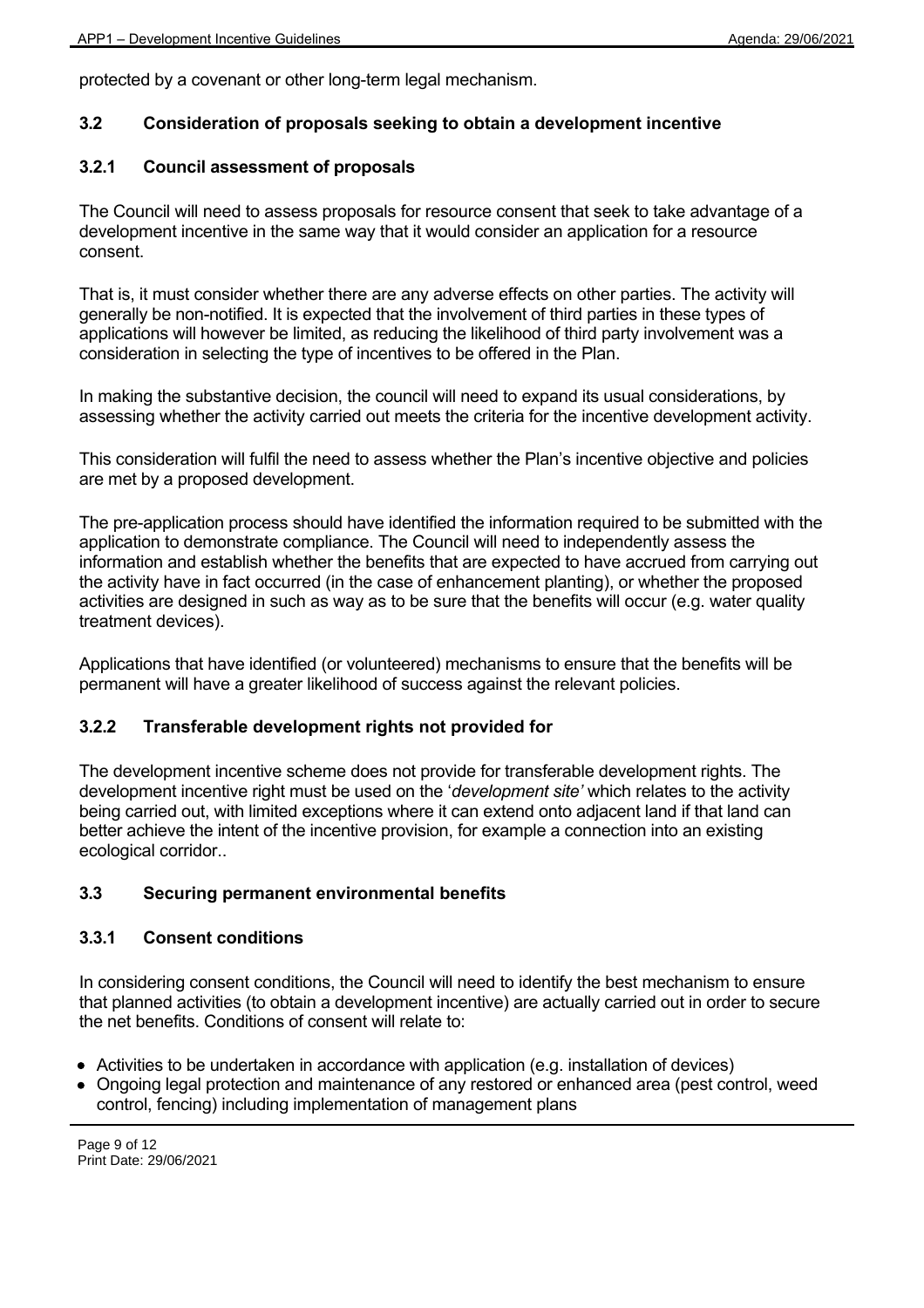protected by a covenant or other long-term legal mechanism.

### 3.2 Consideration of proposals seeking to obtain a development incentive

#### 3.2.1 Council assessment of proposals

The Council will need to assess proposals for resource consent that seek to take advantage of a development incentive in the same way that it would consider an application for a resource consent.

That is, it must consider whether there are any adverse effects on other parties. The activity will generally be non-notified. It is expected that the involvement of third parties in these types of applications will however be limited, as reducing the likelihood of third party involvement was a consideration in selecting the type of incentives to be offered in the Plan.

In making the substantive decision, the council will need to expand its usual considerations, by assessing whether the activity carried out meets the criteria for the incentive development activity.

This consideration will fulfil the need to assess whether the Plan's incentive objective and policies are met by a proposed development.

The pre-application process should have identified the information required to be submitted with the application to demonstrate compliance. The Council will need to independently assess the information and establish whether the benefits that are expected to have accrued from carrying out the activity have in fact occurred (in the case of enhancement planting), or whether the proposed activities are designed in such as way as to be sure that the benefits will occur (e.g. water quality treatment devices).

Applications that have identified (or volunteered) mechanisms to ensure that the benefits will be permanent will have a greater likelihood of success against the relevant policies.

#### 3.2.2 Transferable development rights not provided for

The development incentive scheme does not provide for transferable development rights. The development incentive right must be used on the '*development site'* which relates to the activity being carried out, with limited exceptions where it can extend onto adjacent land if that land can better achieve the intent of the incentive provision, for example a connection into an existing ecological corridor..

### 3.3 Securing permanent environmental benefits

#### 3.3.1 Consent conditions

In considering consent conditions, the Council will need to identify the best mechanism to ensure that planned activities (to obtain a development incentive) are actually carried out in order to secure the net benefits. Conditions of consent will relate to:

- Activities to be undertaken in accordance with application (e.g. installation of devices)
- Ongoing legal protection and maintenance of any restored or enhanced area (pest control, weed control, fencing) including implementation of management plans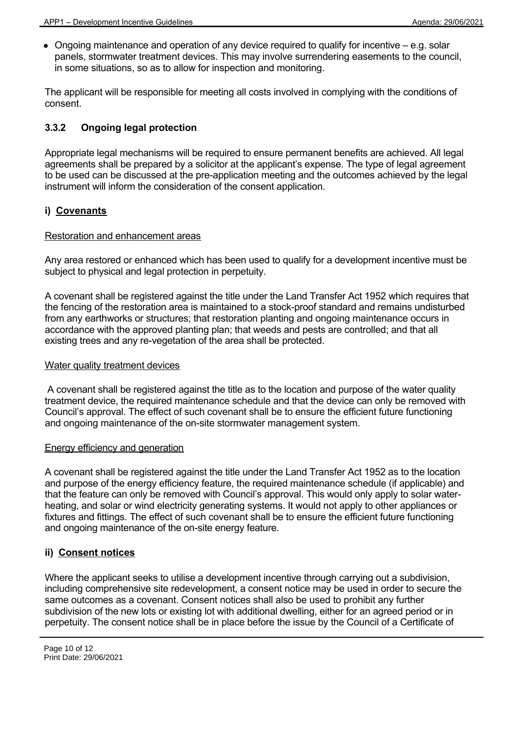- Ongoing maintenance and operation of any device required to qualify for incentive – e.g. solar panels, stormwater treatment devices. This may involve surrendering easements to the council, in some situations, so as to allow for inspection and monitoring.

The applicant will be responsible for meeting all costs involved in complying with the conditions of consent.

### 3.3.2 Ongoing legal protection

Appropriate legal mechanisms will be required to ensure permanent benefits are achieved. All legal agreements shall be prepared by a solicitor at the applicant's expense. The type of legal agreement to be used can be discussed at the pre-application meeting and the outcomes achieved by the legal instrument will inform the consideration of the consent application.

#### i) Covenants

Restoration and enhancement areas

Any area restored or enhanced which has been used to qualify for a development incentive must be subject to physical and legal protection in perpetuity.

A covenant shall be registered against the title under the Land Transfer Act 1952 which requires that the fencing of the restoration area is maintained to a stock-proof standard and remains undisturbed from any earthworks or structures; that restoration planting and ongoing maintenance occurs in accordance with the approved planting plan; that weeds and pests are controlled; and that all existing trees and any re-vegetation of the area shall be protected.

Water quality treatment devices

A covenant shall be registered against the title as to the location and purpose of the water quality treatment device, the required maintenance schedule and that the device can only be removed with Council's approval. The effect of such covenant shall be to ensure the efficient future functioning and ongoing maintenance of the on-site stormwater management system.

Energy efficiency and generation

A covenant shall be registered against the title under the Land Transfer Act 1952 as to the location and purpose of the energy efficiency feature, the required maintenance schedule (if applicable) and that the feature can only be removed with Council's approval. This would only apply to solar water-heating, and solar or wind electricity generating systems. It would not apply to other appliances or fixtures and fittings. The effect of such covenant shall be to ensure the efficient future functioning and ongoing maintenance of the on-site energy feature.

#### ii) Consent notices

Where the applicant seeks to utilise a development incentive through carrying out a subdivision, including comprehensive site redevelopment, a consent notice may be used in order to secure the same outcomes as a covenant. Consent notices shall also be used to prohibit any further subdivision of the new lots or existing lot with additional dwelling, either for an agreed period or in perpetuity. The consent notice shall be in place before the issue by the Council of a Certificate of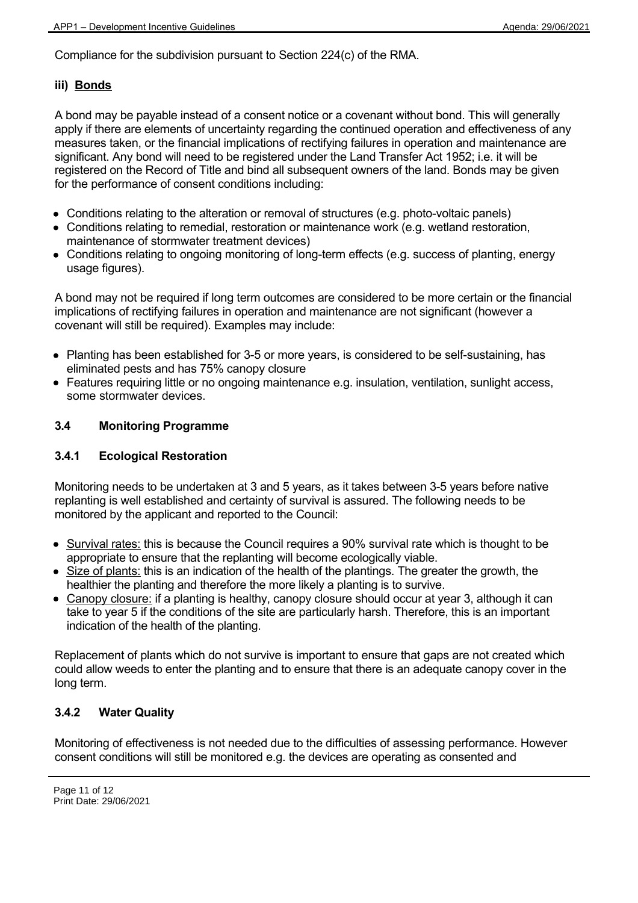Compliance for the subdivision pursuant to Section 224(c) of the RMA.

### iii) <u>Bonds</u>

A bond may be payable instead of a consent notice or a covenant without bond. This will generally apply if there are elements of uncertainty regarding the continued operation and effectiveness of any measures taken, or the financial implications of rectifying failures in operation and maintenance are significant. Any bond will need to be registered under the Land Transfer Act 1952; i.e. it will be registered on the Record of Title and bind all subsequent owners of the land. Bonds may be given for the performance of consent conditions including:

- Conditions relating to the alteration or removal of structures (e.g. photo-voltaic panels)
- Conditions relating to remedial, restoration or maintenance work (e.g. wetland restoration, maintenance of stormwater treatment devices)
- Conditions relating to ongoing monitoring of long-term effects (e.g. success of planting, energy usage figures).

A bond may not be required if long term outcomes are considered to be more certain or the financial implications of rectifying failures in operation and maintenance are not significant (however a covenant will still be required). Examples may include:

- Planting has been established for 3-5 or more years, is considered to be self-sustaining, has eliminated pests and has 75% canopy closure
- Features requiring little or no ongoing maintenance e.g. insulation, ventilation, sunlight access, some stormwater devices.

## 3.4 Monitoring Programme

### 3.4.1 Ecological Restoration

Monitoring needs to be undertaken at 3 and 5 years, as it takes between 3-5 years before native replanting is well established and certainty of survival is assured. The following needs to be monitored by the applicant and reported to the Council:

- <u>Survival rates:</u> this is because the Council requires a 90% survival rate which is thought to be appropriate to ensure that the replanting will become ecologically viable.
- <u>Size of plants:</u> this is an indication of the health of the plantings. The greater the growth, the healthier the planting and therefore the more likely a planting is to survive.
- <u>Canopy closure:</u> if a planting is healthy, canopy closure should occur at year 3, although it can take to year 5 if the conditions of the site are particularly harsh. Therefore, this is an important indication of the health of the planting.

Replacement of plants which do not survive is important to ensure that gaps are not created which could allow weeds to enter the planting and to ensure that there is an adequate canopy cover in the long term.

### 3.4.2 Water Quality

Monitoring of effectiveness is not needed due to the difficulties of assessing performance. However consent conditions will still be monitored e.g. the devices are operating as consented and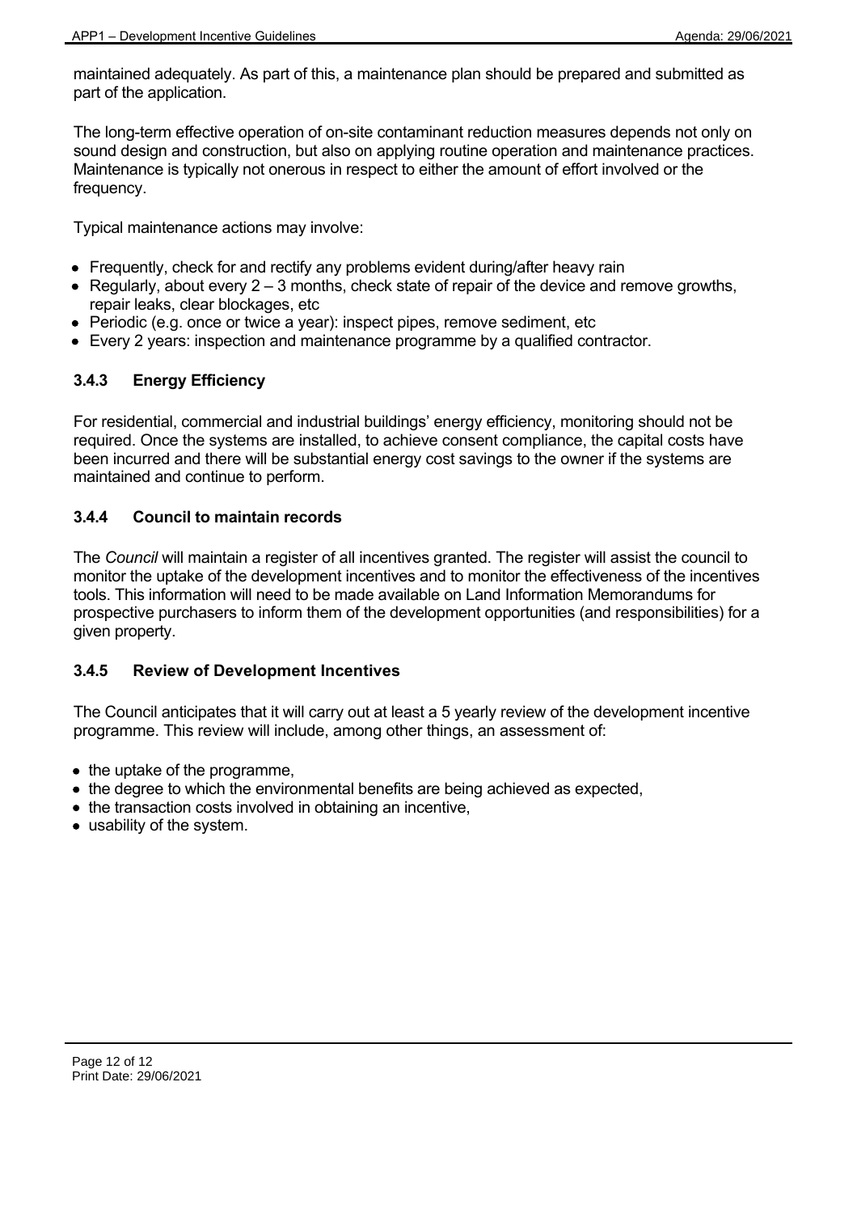maintained adequately. As part of this, a maintenance plan should be prepared and submitted as part of the application.

The long-term effective operation of on-site contaminant reduction measures depends not only on sound design and construction, but also on applying routine operation and maintenance practices. Maintenance is typically not onerous in respect to either the amount of effort involved or the frequency.

Typical maintenance actions may involve:

- Frequently, check for and rectify any problems evident during/after heavy rain
- Regularly, about every 2 – 3 months, check state of repair of the device and remove growths, repair leaks, clear blockages, etc
- Periodic (e.g. once or twice a year): inspect pipes, remove sediment, etc
- Every 2 years: inspection and maintenance programme by a qualified contractor.

### 3.4.3 Energy Efficiency

For residential, commercial and industrial buildings' energy efficiency, monitoring should not be required. Once the systems are installed, to achieve consent compliance, the capital costs have been incurred and there will be substantial energy cost savings to the owner if the systems are maintained and continue to perform.

### 3.4.4 Council to maintain records

The *Council* will maintain a register of all incentives granted. The register will assist the council to monitor the uptake of the development incentives and to monitor the effectiveness of the incentives tools. This information will need to be made available on Land Information Memorandums for prospective purchasers to inform them of the development opportunities (and responsibilities) for a given property.

### 3.4.5 Review of Development Incentives

The Council anticipates that it will carry out at least a 5 yearly review of the development incentive programme. This review will include, among other things, an assessment of:

- the uptake of the programme,
- the degree to which the environmental benefits are being achieved as expected,
- the transaction costs involved in obtaining an incentive,
- usability of the system.